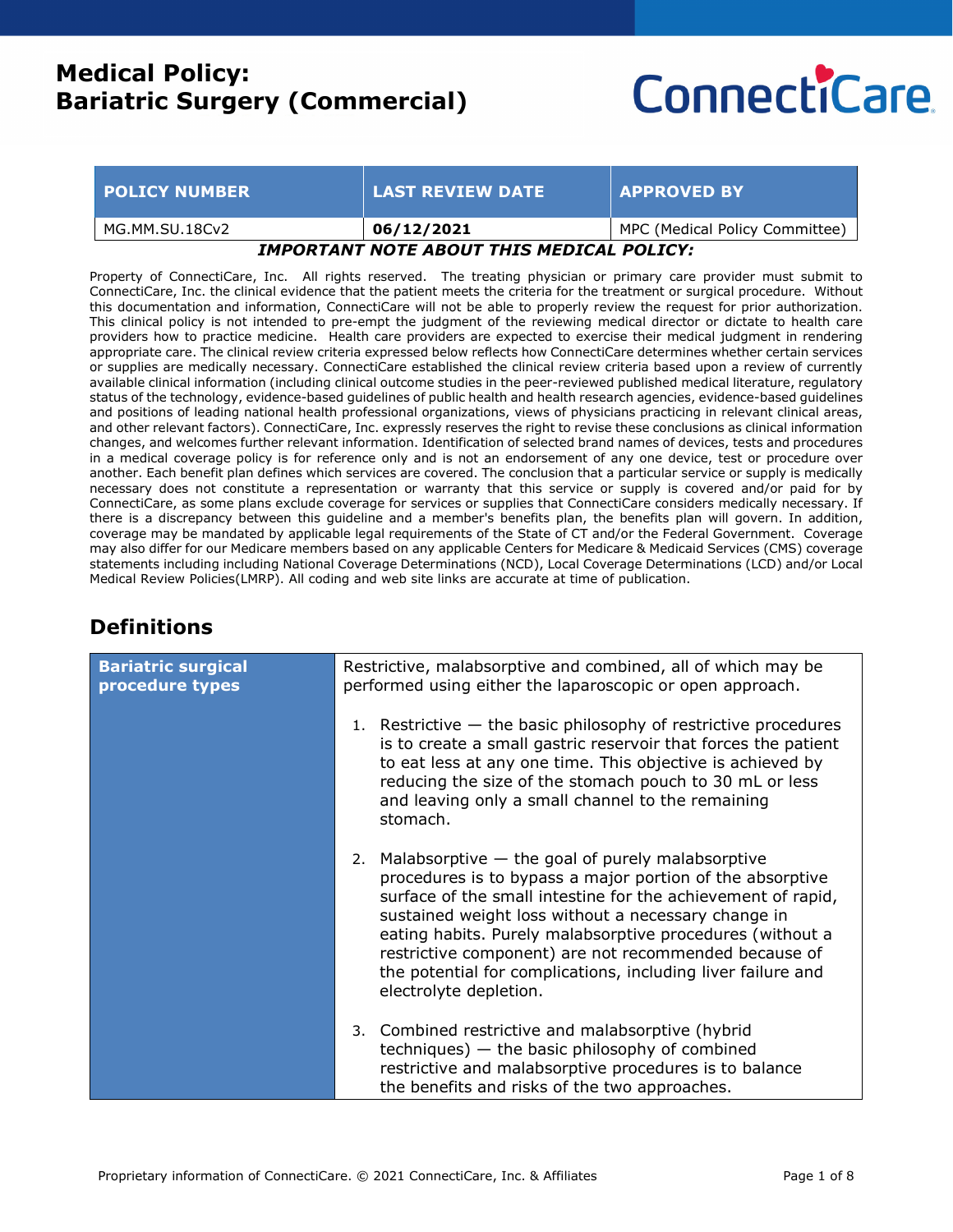# Medical Policy: Bariatric Surgery (Commercial)

ConnectiCare

| POLICY NUMBER | LAST REVIEW DATE | APPROVED BY |
|---|---|---|
| MG.MM.SU.18Cv2 | **06/12/2021** | MPC (Medical Policy Committee) |

***IMPORTANT NOTE ABOUT THIS MEDICAL POLICY:***

Property of ConnectiCare, Inc. All rights reserved. The treating physician or primary care provider must submit to ConnectiCare, Inc. the clinical evidence that the patient meets the criteria for the treatment or surgical procedure. Without this documentation and information, ConnectiCare will not be able to properly review the request for prior authorization. This clinical policy is not intended to pre-empt the judgment of the reviewing medical director or dictate to health care providers how to practice medicine. Health care providers are expected to exercise their medical judgment in rendering appropriate care. The clinical review criteria expressed below reflects how ConnectiCare determines whether certain services or supplies are medically necessary. ConnectiCare established the clinical review criteria based upon a review of currently available clinical information (including clinical outcome studies in the peer-reviewed published medical literature, regulatory status of the technology, evidence-based guidelines of public health and health research agencies, evidence-based guidelines and positions of leading national health professional organizations, views of physicians practicing in relevant clinical areas, and other relevant factors). ConnectiCare, Inc. expressly reserves the right to revise these conclusions as clinical information changes, and welcomes further relevant information. Identification of selected brand names of devices, tests and procedures in a medical coverage policy is for reference only and is not an endorsement of any one device, test or procedure over another. Each benefit plan defines which services are covered. The conclusion that a particular service or supply is medically necessary does not constitute a representation or warranty that this service or supply is covered and/or paid for by ConnectiCare, as some plans exclude coverage for services or supplies that ConnectiCare considers medically necessary. If there is a discrepancy between this guideline and a member's benefits plan, the benefits plan will govern. In addition, coverage may be mandated by applicable legal requirements of the State of CT and/or the Federal Government. Coverage may also differ for our Medicare members based on any applicable Centers for Medicare & Medicaid Services (CMS) coverage statements including including National Coverage Determinations (NCD), Local Coverage Determinations (LCD) and/or Local Medical Review Policies(LMRP). All coding and web site links are accurate at time of publication.

## Definitions

| | |
|---|---|
| **Bariatric surgical procedure types** | Restrictive, malabsorptive and combined, all of which may be performed using either the laparoscopic or open approach.<br><br>1. Restrictive — the basic philosophy of restrictive procedures is to create a small gastric reservoir that forces the patient to eat less at any one time. This objective is achieved by reducing the size of the stomach pouch to 30 mL or less and leaving only a small channel to the remaining stomach.<br><br>2. Malabsorptive — the goal of purely malabsorptive procedures is to bypass a major portion of the absorptive surface of the small intestine for the achievement of rapid, sustained weight loss without a necessary change in eating habits. Purely malabsorptive procedures (without a restrictive component) are not recommended because of the potential for complications, including liver failure and electrolyte depletion.<br><br>3. Combined restrictive and malabsorptive (hybrid techniques) — the basic philosophy of combined restrictive and malabsorptive procedures is to balance the benefits and risks of the two approaches. |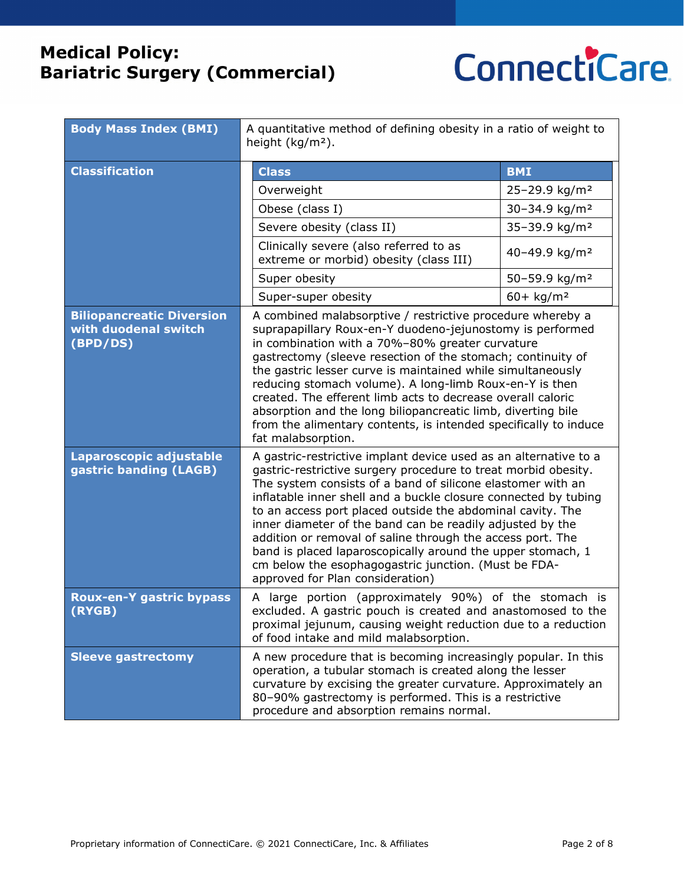| Term | Definition |
|---|---|
| **Body Mass Index (BMI)** | A quantitative method of defining obesity in a ratio of weight to height (kg/m²). |
| **Classification** | **Class** / **BMI**<br>Overweight: 25–29.9 kg/m²<br>Obese (class I): 30–34.9 kg/m²<br>Severe obesity (class II): 35–39.9 kg/m²<br>Clinically severe (also referred to as extreme or morbid) obesity (class III): 40–49.9 kg/m²<br>Super obesity: 50–59.9 kg/m²<br>Super-super obesity: 60+ kg/m² |
| **Biliopancreatic Diversion with duodenal switch (BPD/DS)** | A combined malabsorptive / restrictive procedure whereby a suprapapillary Roux-en-Y duodeno-jejunostomy is performed in combination with a 70%–80% greater curvature gastrectomy (sleeve resection of the stomach; continuity of the gastric lesser curve is maintained while simultaneously reducing stomach volume). A long-limb Roux-en-Y is then created. The efferent limb acts to decrease overall caloric absorption and the long biliopancreatic limb, diverting bile from the alimentary contents, is intended specifically to induce fat malabsorption. |
| **Laparoscopic adjustable gastric banding (LAGB)** | A gastric-restrictive implant device used as an alternative to a gastric-restrictive surgery procedure to treat morbid obesity. The system consists of a band of silicone elastomer with an inflatable inner shell and a buckle closure connected by tubing to an access port placed outside the abdominal cavity. The inner diameter of the band can be readily adjusted by the addition or removal of saline through the access port. The band is placed laparoscopically around the upper stomach, 1 cm below the esophagogastric junction. (Must be FDA-approved for Plan consideration) |
| **Roux-en-Y gastric bypass (RYGB)** | A large portion (approximately 90%) of the stomach is excluded. A gastric pouch is created and anastomosed to the proximal jejunum, causing weight reduction due to a reduction of food intake and mild malabsorption. |
| **Sleeve gastrectomy** | A new procedure that is becoming increasingly popular. In this operation, a tubular stomach is created along the lesser curvature by excising the greater curvature. Approximately an 80–90% gastrectomy is performed. This is a restrictive procedure and absorption remains normal. |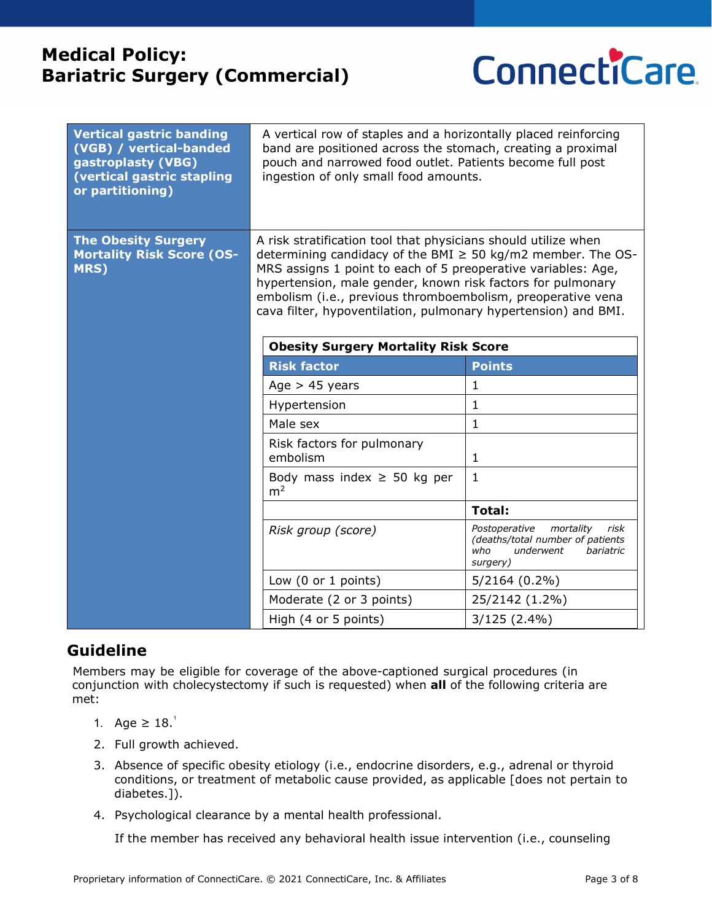| | |
|---|---|
| **Vertical gastric banding (VGB) / vertical-banded gastroplasty (VBG) (vertical gastric stapling or partitioning)** | A vertical row of staples and a horizontally placed reinforcing band are positioned across the stomach, creating a proximal pouch and narrowed food outlet. Patients become full post ingestion of only small food amounts. |
| **The Obesity Surgery Mortality Risk Score (OS-MRS)** | A risk stratification tool that physicians should utilize when determining candidacy of the BMI ≥ 50 kg/m2 member. The OS-MRS assigns 1 point to each of 5 preoperative variables: Age, hypertension, male gender, known risk factors for pulmonary embolism (i.e., previous thromboembolism, preoperative vena cava filter, hypoventilation, pulmonary hypertension) and BMI. |

**Obesity Surgery Mortality Risk Score**

| Risk factor | Points |
|---|---|
| Age > 45 years | 1 |
| Hypertension | 1 |
| Male sex | 1 |
| Risk factors for pulmonary embolism | 1 |
| Body mass index ≥ 50 kg per $m^2$ | 1 |
| | **Total:** |
| *Risk group (score)* | *Postoperative mortality risk (deaths/total number of patients who underwent bariatric surgery)* |
| Low (0 or 1 points) | 5/2164 (0.2%) |
| Moderate (2 or 3 points) | 25/2142 (1.2%) |
| High (4 or 5 points) | 3/125 (2.4%) |

## Guideline

Members may be eligible for coverage of the above-captioned surgical procedures (in conjunction with cholecystectomy if such is requested) when **all** of the following criteria are met:

1. Age ≥ 18.[1]
2. Full growth achieved.
3. Absence of specific obesity etiology (i.e., endocrine disorders, e.g., adrenal or thyroid conditions, or treatment of metabolic cause provided, as applicable [does not pertain to diabetes.]).
4. Psychological clearance by a mental health professional.

   If the member has received any behavioral health issue intervention (i.e., counseling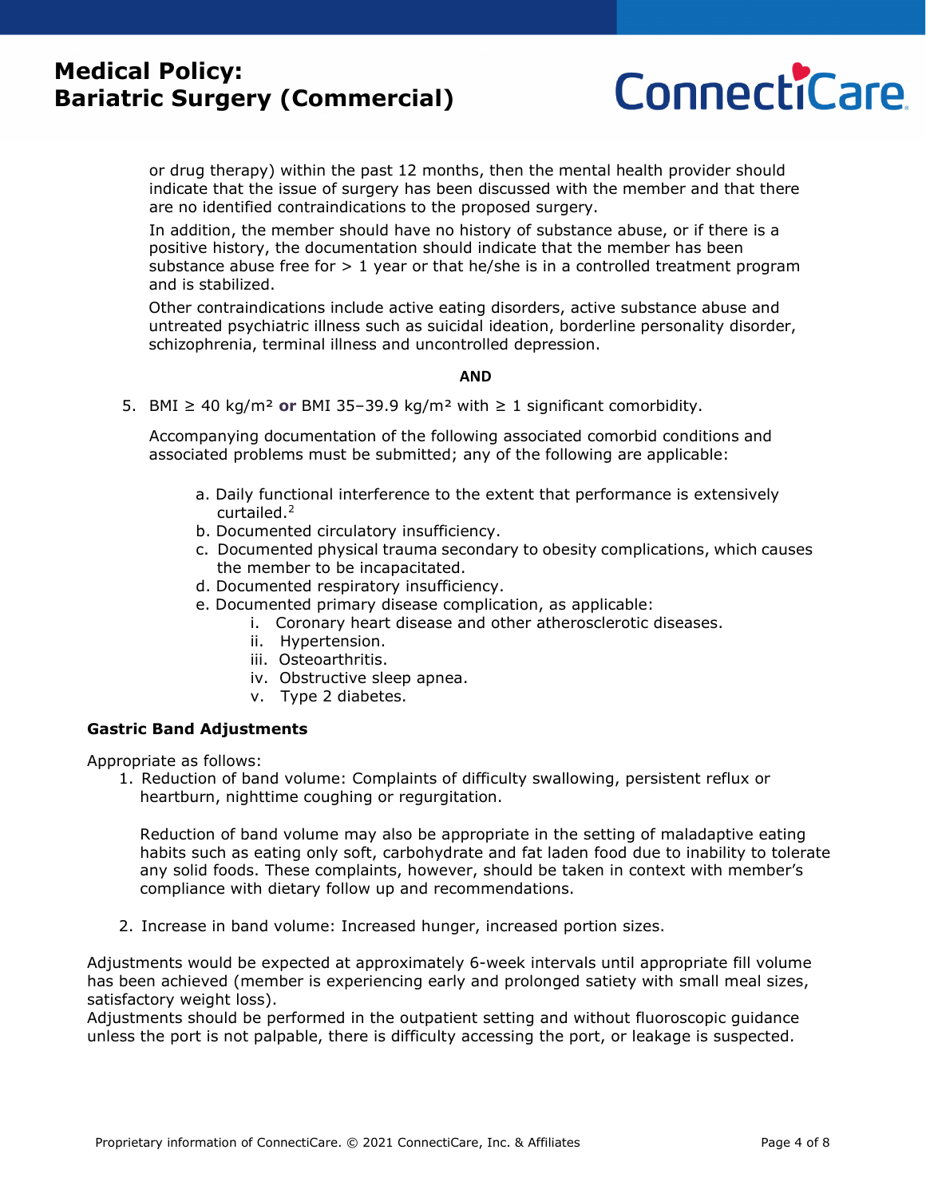or drug therapy) within the past 12 months, then the mental health provider should indicate that the issue of surgery has been discussed with the member and that there are no identified contraindications to the proposed surgery.

In addition, the member should have no history of substance abuse, or if there is a positive history, the documentation should indicate that the member has been substance abuse free for > 1 year or that he/she is in a controlled treatment program and is stabilized.

Other contraindications include active eating disorders, active substance abuse and untreated psychiatric illness such as suicidal ideation, borderline personality disorder, schizophrenia, terminal illness and uncontrolled depression.

**AND**

5. BMI ≥ 40 kg/m² **or** BMI 35–39.9 kg/m² with ≥ 1 significant comorbidity.

   Accompanying documentation of the following associated comorbid conditions and associated problems must be submitted; any of the following are applicable:

   a. Daily functional interference to the extent that performance is extensively curtailed.[2]
   b. Documented circulatory insufficiency.
   c. Documented physical trauma secondary to obesity complications, which causes the member to be incapacitated.
   d. Documented respiratory insufficiency.
   e. Documented primary disease complication, as applicable:
      i. Coronary heart disease and other atherosclerotic diseases.
      ii. Hypertension.
      iii. Osteoarthritis.
      iv. Obstructive sleep apnea.
      v. Type 2 diabetes.

**Gastric Band Adjustments**

Appropriate as follows:

1. Reduction of band volume: Complaints of difficulty swallowing, persistent reflux or heartburn, nighttime coughing or regurgitation.

   Reduction of band volume may also be appropriate in the setting of maladaptive eating habits such as eating only soft, carbohydrate and fat laden food due to inability to tolerate any solid foods. These complaints, however, should be taken in context with member's compliance with dietary follow up and recommendations.

2. Increase in band volume: Increased hunger, increased portion sizes.

Adjustments would be expected at approximately 6-week intervals until appropriate fill volume has been achieved (member is experiencing early and prolonged satiety with small meal sizes, satisfactory weight loss).
Adjustments should be performed in the outpatient setting and without fluoroscopic guidance unless the port is not palpable, there is difficulty accessing the port, or leakage is suspected.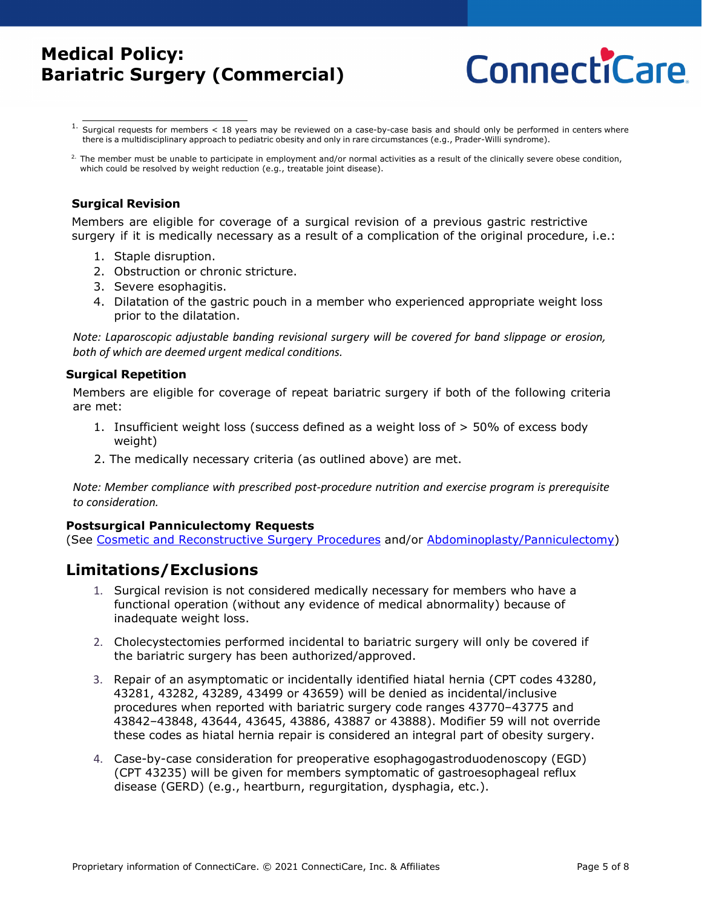[1] Surgical requests for members < 18 years may be reviewed on a case-by-case basis and should only be performed in centers where there is a multidisciplinary approach to pediatric obesity and only in rare circumstances (e.g., Prader-Willi syndrome).

[2] The member must be unable to participate in employment and/or normal activities as a result of the clinically severe obese condition, which could be resolved by weight reduction (e.g., treatable joint disease).

### Surgical Revision

Members are eligible for coverage of a surgical revision of a previous gastric restrictive surgery if it is medically necessary as a result of a complication of the original procedure, i.e.:

1. Staple disruption.
2. Obstruction or chronic stricture.
3. Severe esophagitis.
4. Dilatation of the gastric pouch in a member who experienced appropriate weight loss prior to the dilatation.

*Note: Laparoscopic adjustable banding revisional surgery will be covered for band slippage or erosion, both of which are deemed urgent medical conditions.*

### Surgical Repetition

Members are eligible for coverage of repeat bariatric surgery if both of the following criteria are met:

1. Insufficient weight loss (success defined as a weight loss of > 50% of excess body weight)
2. The medically necessary criteria (as outlined above) are met.

*Note: Member compliance with prescribed post-procedure nutrition and exercise program is prerequisite to consideration.*

### Postsurgical Panniculectomy Requests

(See Cosmetic and Reconstructive Surgery Procedures and/or Abdominoplasty/Panniculectomy)

## Limitations/Exclusions

1. Surgical revision is not considered medically necessary for members who have a functional operation (without any evidence of medical abnormality) because of inadequate weight loss.
2. Cholecystectomies performed incidental to bariatric surgery will only be covered if the bariatric surgery has been authorized/approved.
3. Repair of an asymptomatic or incidentally identified hiatal hernia (CPT codes 43280, 43281, 43282, 43289, 43499 or 43659) will be denied as incidental/inclusive procedures when reported with bariatric surgery code ranges 43770–43775 and 43842–43848, 43644, 43645, 43886, 43887 or 43888). Modifier 59 will not override these codes as hiatal hernia repair is considered an integral part of obesity surgery.
4. Case-by-case consideration for preoperative esophagogastroduodenoscopy (EGD) (CPT 43235) will be given for members symptomatic of gastroesophageal reflux disease (GERD) (e.g., heartburn, regurgitation, dysphagia, etc.).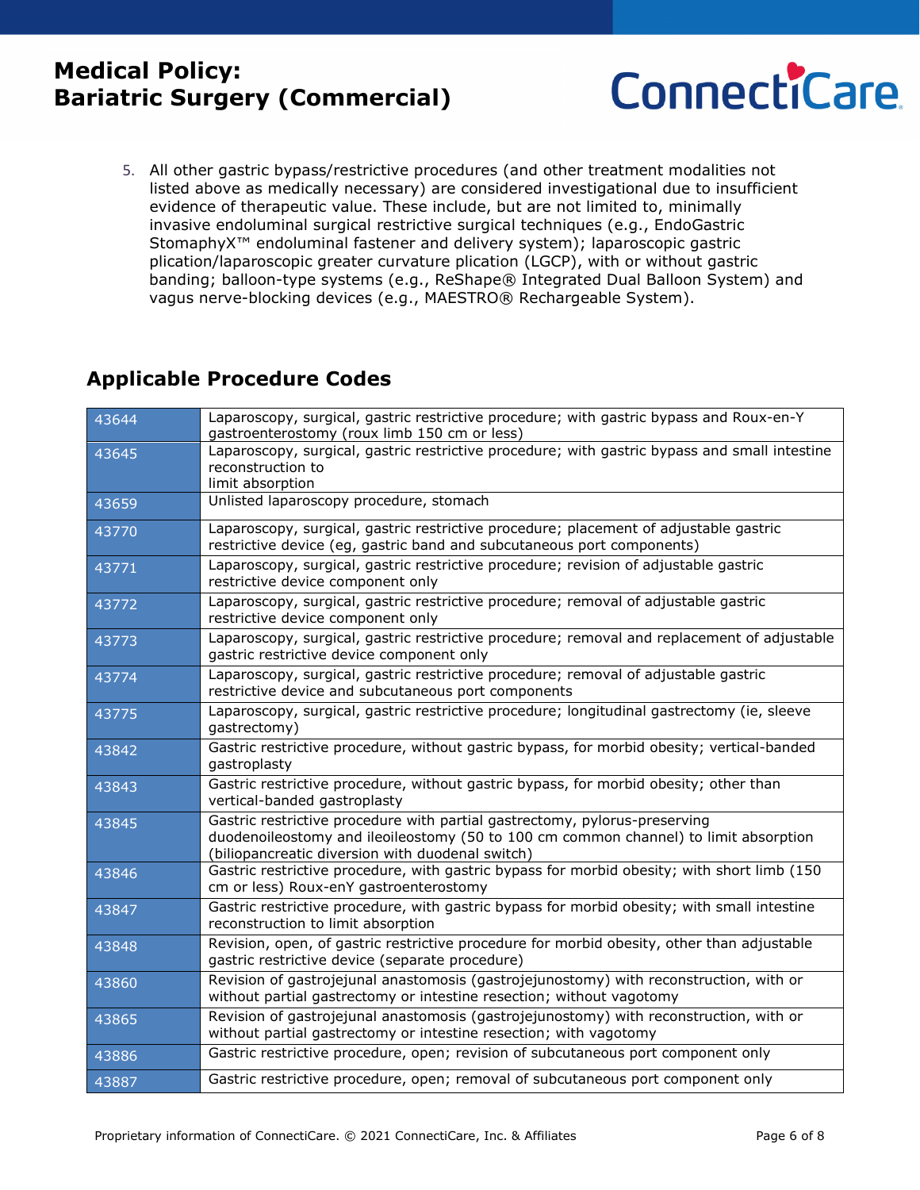5. All other gastric bypass/restrictive procedures (and other treatment modalities not listed above as medically necessary) are considered investigational due to insufficient evidence of therapeutic value. These include, but are not limited to, minimally invasive endoluminal surgical restrictive surgical techniques (e.g., EndoGastric StomaphyX™ endoluminal fastener and delivery system); laparoscopic gastric plication/laparoscopic greater curvature plication (LGCP), with or without gastric banding; balloon-type systems (e.g., ReShape® Integrated Dual Balloon System) and vagus nerve-blocking devices (e.g., MAESTRO® Rechargeable System).

## Applicable Procedure Codes

| Code | Description |
|---|---|
| 43644 | Laparoscopy, surgical, gastric restrictive procedure; with gastric bypass and Roux-en-Y gastroenterostomy (roux limb 150 cm or less) |
| 43645 | Laparoscopy, surgical, gastric restrictive procedure; with gastric bypass and small intestine reconstruction to limit absorption |
| 43659 | Unlisted laparoscopy procedure, stomach |
| 43770 | Laparoscopy, surgical, gastric restrictive procedure; placement of adjustable gastric restrictive device (eg, gastric band and subcutaneous port components) |
| 43771 | Laparoscopy, surgical, gastric restrictive procedure; revision of adjustable gastric restrictive device component only |
| 43772 | Laparoscopy, surgical, gastric restrictive procedure; removal of adjustable gastric restrictive device component only |
| 43773 | Laparoscopy, surgical, gastric restrictive procedure; removal and replacement of adjustable gastric restrictive device component only |
| 43774 | Laparoscopy, surgical, gastric restrictive procedure; removal of adjustable gastric restrictive device and subcutaneous port components |
| 43775 | Laparoscopy, surgical, gastric restrictive procedure; longitudinal gastrectomy (ie, sleeve gastrectomy) |
| 43842 | Gastric restrictive procedure, without gastric bypass, for morbid obesity; vertical-banded gastroplasty |
| 43843 | Gastric restrictive procedure, without gastric bypass, for morbid obesity; other than vertical-banded gastroplasty |
| 43845 | Gastric restrictive procedure with partial gastrectomy, pylorus-preserving duodenoileostomy and ileoileostomy (50 to 100 cm common channel) to limit absorption (biliopancreatic diversion with duodenal switch) |
| 43846 | Gastric restrictive procedure, with gastric bypass for morbid obesity; with short limb (150 cm or less) Roux-enY gastroenterostomy |
| 43847 | Gastric restrictive procedure, with gastric bypass for morbid obesity; with small intestine reconstruction to limit absorption |
| 43848 | Revision, open, of gastric restrictive procedure for morbid obesity, other than adjustable gastric restrictive device (separate procedure) |
| 43860 | Revision of gastrojejunal anastomosis (gastrojejunostomy) with reconstruction, with or without partial gastrectomy or intestine resection; without vagotomy |
| 43865 | Revision of gastrojejunal anastomosis (gastrojejunostomy) with reconstruction, with or without partial gastrectomy or intestine resection; with vagotomy |
| 43886 | Gastric restrictive procedure, open; revision of subcutaneous port component only |
| 43887 | Gastric restrictive procedure, open; removal of subcutaneous port component only |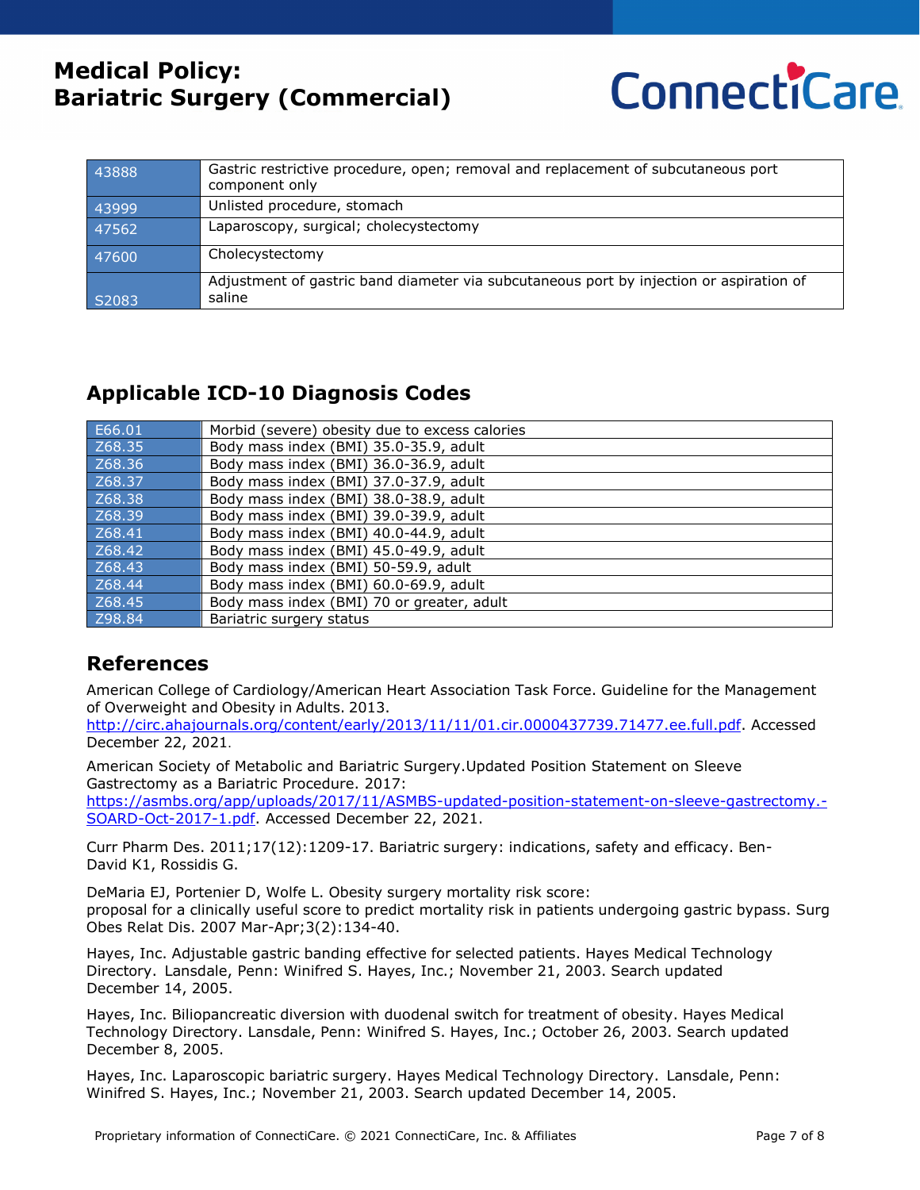| | |
|---|---|
| 43888 | Gastric restrictive procedure, open; removal and replacement of subcutaneous port component only |
| 43999 | Unlisted procedure, stomach |
| 47562 | Laparoscopy, surgical; cholecystectomy |
| 47600 | Cholecystectomy |
| S2083 | Adjustment of gastric band diameter via subcutaneous port by injection or aspiration of saline |

## Applicable ICD-10 Diagnosis Codes

| | |
|---|---|
| E66.01 | Morbid (severe) obesity due to excess calories |
| Z68.35 | Body mass index (BMI) 35.0-35.9, adult |
| Z68.36 | Body mass index (BMI) 36.0-36.9, adult |
| Z68.37 | Body mass index (BMI) 37.0-37.9, adult |
| Z68.38 | Body mass index (BMI) 38.0-38.9, adult |
| Z68.39 | Body mass index (BMI) 39.0-39.9, adult |
| Z68.41 | Body mass index (BMI) 40.0-44.9, adult |
| Z68.42 | Body mass index (BMI) 45.0-49.9, adult |
| Z68.43 | Body mass index (BMI) 50-59.9, adult |
| Z68.44 | Body mass index (BMI) 60.0-69.9, adult |
| Z68.45 | Body mass index (BMI) 70 or greater, adult |
| Z98.84 | Bariatric surgery status |

## References

American College of Cardiology/American Heart Association Task Force. Guideline for the Management of Overweight and Obesity in Adults. 2013. http://circ.ahajournals.org/content/early/2013/11/11/01.cir.0000437739.71477.ee.full.pdf. Accessed December 22, 2021.

American Society of Metabolic and Bariatric Surgery.Updated Position Statement on Sleeve Gastrectomy as a Bariatric Procedure. 2017: https://asmbs.org/app/uploads/2017/11/ASMBS-updated-position-statement-on-sleeve-gastrectomy.-SOARD-Oct-2017-1.pdf. Accessed December 22, 2021.

Curr Pharm Des. 2011;17(12):1209-17. Bariatric surgery: indications, safety and efficacy. Ben-David K1, Rossidis G.

DeMaria EJ, Portenier D, Wolfe L. Obesity surgery mortality risk score: proposal for a clinically useful score to predict mortality risk in patients undergoing gastric bypass. Surg Obes Relat Dis. 2007 Mar-Apr;3(2):134-40.

Hayes, Inc. Adjustable gastric banding effective for selected patients. Hayes Medical Technology Directory. Lansdale, Penn: Winifred S. Hayes, Inc.; November 21, 2003. Search updated December 14, 2005.

Hayes, Inc. Biliopancreatic diversion with duodenal switch for treatment of obesity. Hayes Medical Technology Directory. Lansdale, Penn: Winifred S. Hayes, Inc.; October 26, 2003. Search updated December 8, 2005.

Hayes, Inc. Laparoscopic bariatric surgery. Hayes Medical Technology Directory. Lansdale, Penn: Winifred S. Hayes, Inc.; November 21, 2003. Search updated December 14, 2005.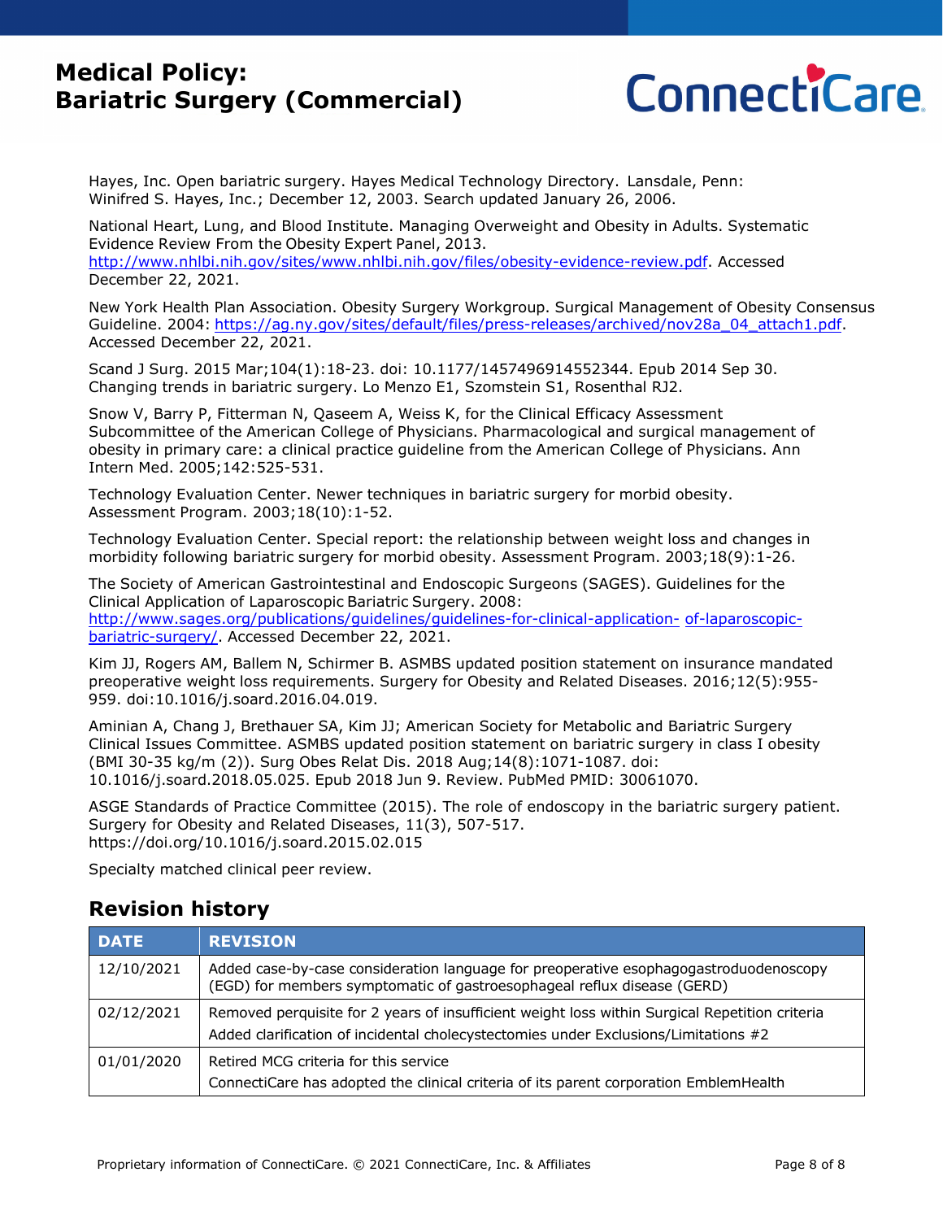Hayes, Inc. Open bariatric surgery. Hayes Medical Technology Directory. Lansdale, Penn: Winifred S. Hayes, Inc.; December 12, 2003. Search updated January 26, 2006.

National Heart, Lung, and Blood Institute. Managing Overweight and Obesity in Adults. Systematic Evidence Review From the Obesity Expert Panel, 2013. http://www.nhlbi.nih.gov/sites/www.nhlbi.nih.gov/files/obesity-evidence-review.pdf. Accessed December 22, 2021.

New York Health Plan Association. Obesity Surgery Workgroup. Surgical Management of Obesity Consensus Guideline. 2004: https://ag.ny.gov/sites/default/files/press-releases/archived/nov28a_04_attach1.pdf. Accessed December 22, 2021.

Scand J Surg. 2015 Mar;104(1):18-23. doi: 10.1177/1457496914552344. Epub 2014 Sep 30. Changing trends in bariatric surgery. Lo Menzo E1, Szomstein S1, Rosenthal RJ2.

Snow V, Barry P, Fitterman N, Qaseem A, Weiss K, for the Clinical Efficacy Assessment Subcommittee of the American College of Physicians. Pharmacological and surgical management of obesity in primary care: a clinical practice guideline from the American College of Physicians. Ann Intern Med. 2005;142:525-531.

Technology Evaluation Center. Newer techniques in bariatric surgery for morbid obesity. Assessment Program. 2003;18(10):1-52.

Technology Evaluation Center. Special report: the relationship between weight loss and changes in morbidity following bariatric surgery for morbid obesity. Assessment Program. 2003;18(9):1-26.

The Society of American Gastrointestinal and Endoscopic Surgeons (SAGES). Guidelines for the Clinical Application of Laparoscopic Bariatric Surgery. 2008: http://www.sages.org/publications/guidelines/guidelines-for-clinical-application- of-laparoscopic-bariatric-surgery/. Accessed December 22, 2021.

Kim JJ, Rogers AM, Ballem N, Schirmer B. ASMBS updated position statement on insurance mandated preoperative weight loss requirements. Surgery for Obesity and Related Diseases. 2016;12(5):955-959. doi:10.1016/j.soard.2016.04.019.

Aminian A, Chang J, Brethauer SA, Kim JJ; American Society for Metabolic and Bariatric Surgery Clinical Issues Committee. ASMBS updated position statement on bariatric surgery in class I obesity (BMI 30-35 kg/m (2)). Surg Obes Relat Dis. 2018 Aug;14(8):1071-1087. doi: 10.1016/j.soard.2018.05.025. Epub 2018 Jun 9. Review. PubMed PMID: 30061070.

ASGE Standards of Practice Committee (2015). The role of endoscopy in the bariatric surgery patient. Surgery for Obesity and Related Diseases, 11(3), 507-517. https://doi.org/10.1016/j.soard.2015.02.015

Specialty matched clinical peer review.

## Revision history

| DATE | REVISION |
|---|---|
| 12/10/2021 | Added case-by-case consideration language for preoperative esophagogastroduodenoscopy (EGD) for members symptomatic of gastroesophageal reflux disease (GERD) |
| 02/12/2021 | Removed perquisite for 2 years of insufficient weight loss within Surgical Repetition criteria<br>Added clarification of incidental cholecystectomies under Exclusions/Limitations #2 |
| 01/01/2020 | Retired MCG criteria for this service<br>ConnectiCare has adopted the clinical criteria of its parent corporation EmblemHealth |